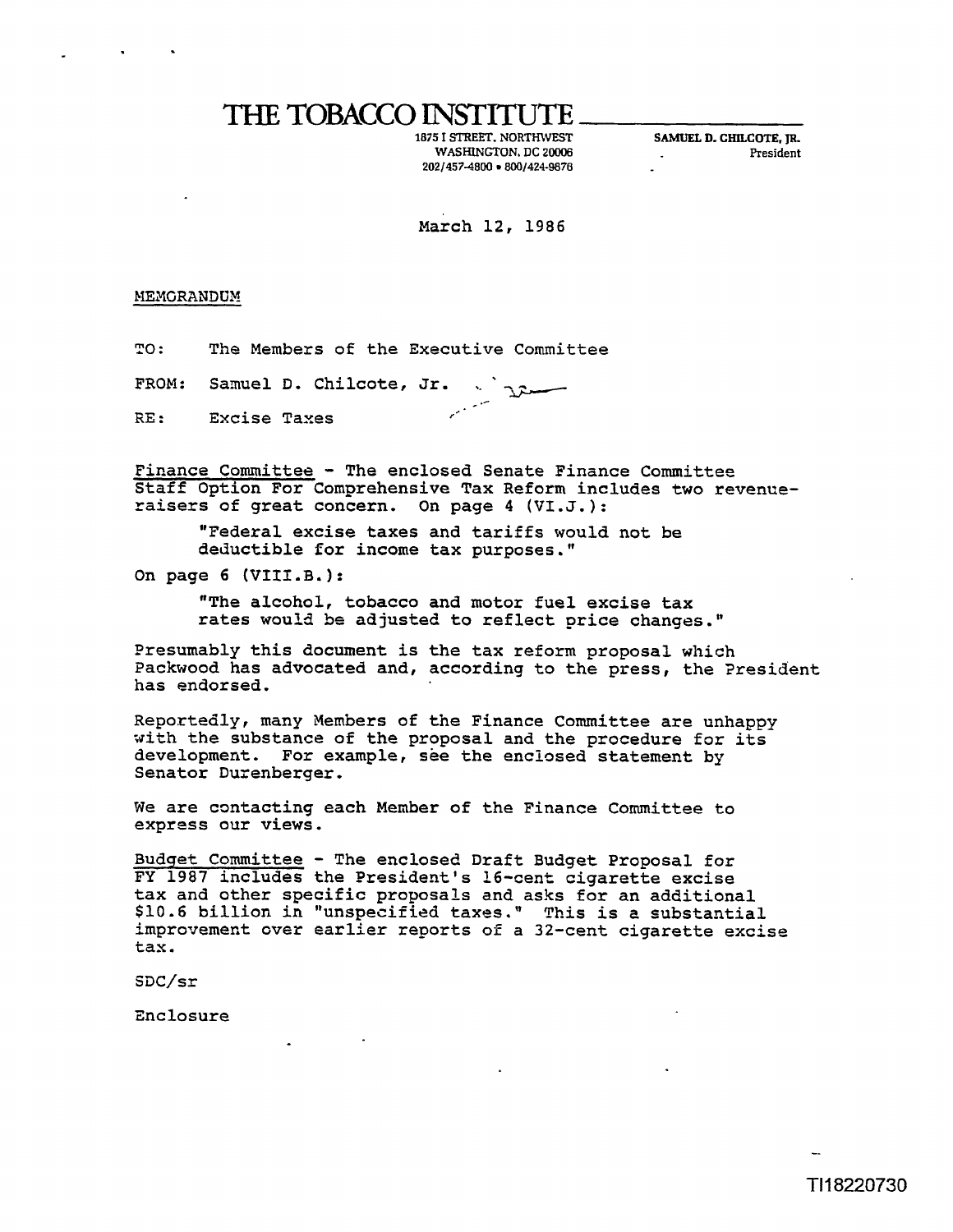# THE TOBACCO INSTITUTE

1875 I STREET, NORTHWEST
WASHINGTON, DC 20006
202/457-4800 • 800/424-9876

**SAMUEL D. CHILCOTE, JR.**
President

March 12, 1986

MEMORANDUM

TO: The Members of the Executive Committee

FROM: Samuel D. Chilcote, Jr.

RE: Excise Taxes

Finance Committee - The enclosed Senate Finance Committee Staff Option For Comprehensive Tax Reform includes two revenue-raisers of great concern. On page 4 (VI.J.):

> "Federal excise taxes and tariffs would not be deductible for income tax purposes."

On page 6 (VIII.B.):

> "The alcohol, tobacco and motor fuel excise tax rates would be adjusted to reflect price changes."

Presumably this document is the tax reform proposal which Packwood has advocated and, according to the press, the President has endorsed.

Reportedly, many Members of the Finance Committee are unhappy with the substance of the proposal and the procedure for its development. For example, see the enclosed statement by Senator Durenberger.

We are contacting each Member of the Finance Committee to express our views.

Budget Committee - The enclosed Draft Budget Proposal for FY 1987 includes the President's 16-cent cigarette excise tax and other specific proposals and asks for an additional $10.6 billion in "unspecified taxes." This is a substantial improvement over earlier reports of a 32-cent cigarette excise tax.

SDC/sr

Enclosure

TI18220730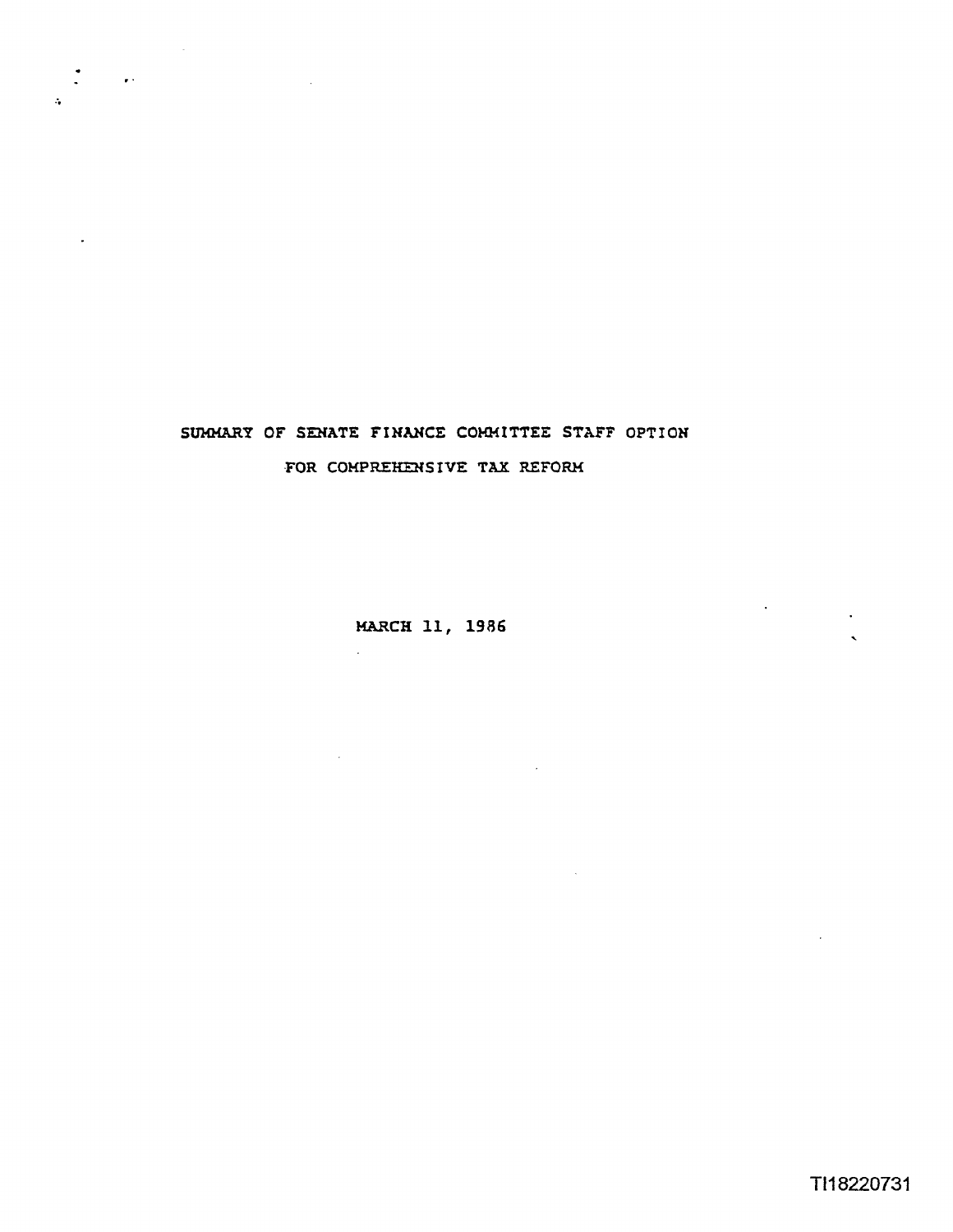# SUMMARY OF SENATE FINANCE COMMITTEE STAFF OPTION FOR COMPREHENSIVE TAX REFORM

MARCH 11, 1986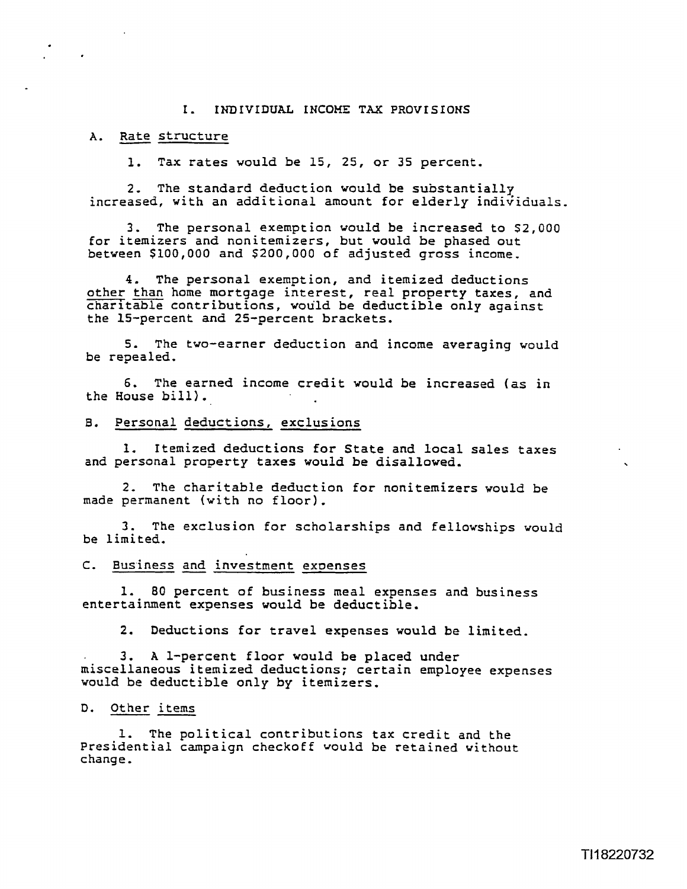## I. INDIVIDUAL INCOME TAX PROVISIONS

### A. Rate structure

1. Tax rates would be 15, 25, or 35 percent.

2. The standard deduction would be substantially increased, with an additional amount for elderly individuals.

3. The personal exemption would be increased to $2,000 for itemizers and nonitemizers, but would be phased out between $100,000 and $200,000 of adjusted gross income.

4. The personal exemption, and itemized deductions other than home mortgage interest, real property taxes, and charitable contributions, would be deductible only against the 15-percent and 25-percent brackets.

5. The two-earner deduction and income averaging would be repealed.

6. The earned income credit would be increased (as in the House bill).

### B. Personal deductions, exclusions

1. Itemized deductions for State and local sales taxes and personal property taxes would be disallowed.

2. The charitable deduction for nonitemizers would be made permanent (with no floor).

3. The exclusion for scholarships and fellowships would be limited.

### C. Business and investment expenses

1. 80 percent of business meal expenses and business entertainment expenses would be deductible.

2. Deductions for travel expenses would be limited.

3. A 1-percent floor would be placed under miscellaneous itemized deductions; certain employee expenses would be deductible only by itemizers.

### D. Other items

1. The political contributions tax credit and the Presidential campaign checkoff would be retained without change.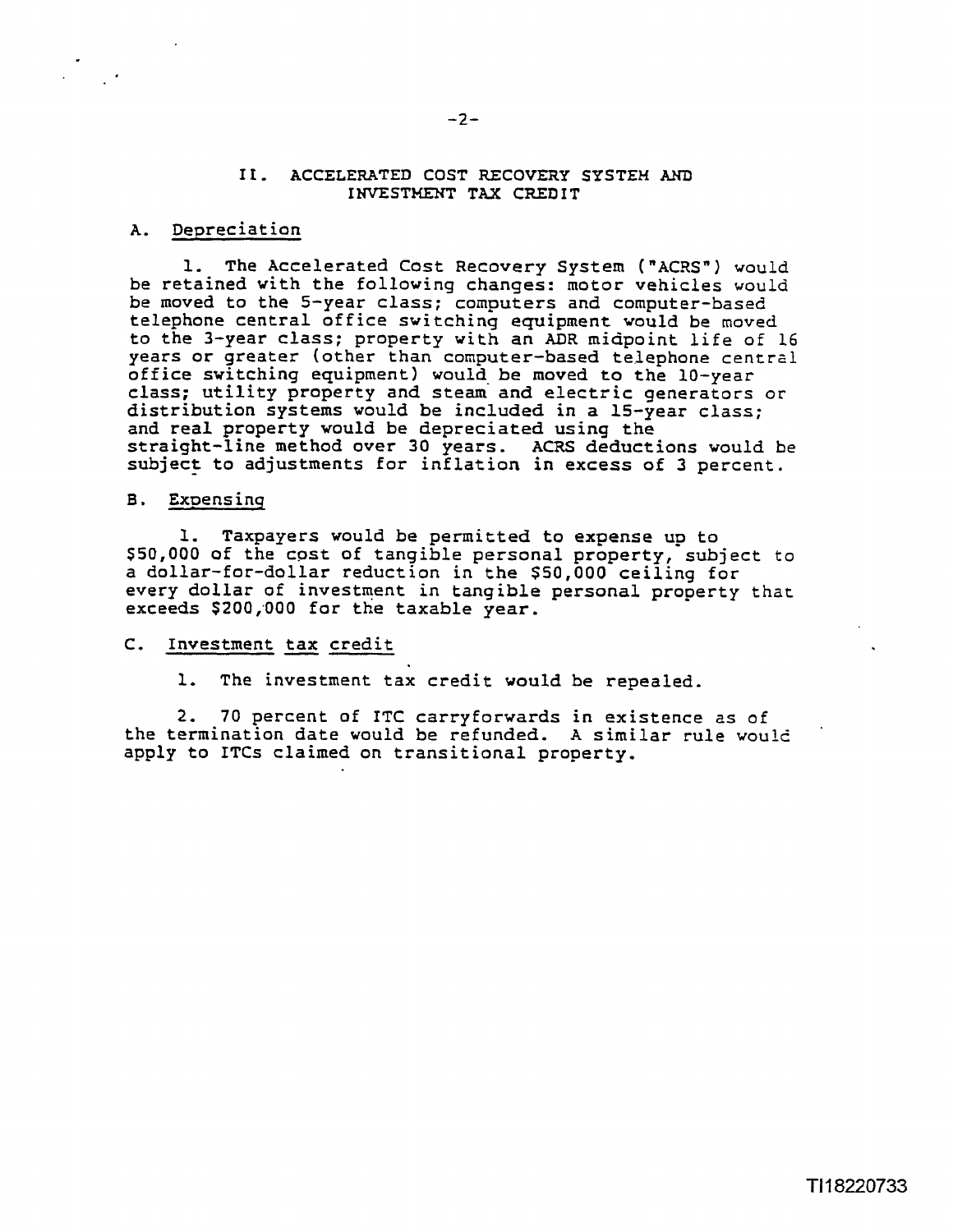## II. ACCELERATED COST RECOVERY SYSTEM AND INVESTMENT TAX CREDIT

### A. Depreciation

1. The Accelerated Cost Recovery System ("ACRS") would be retained with the following changes: motor vehicles would be moved to the 5-year class; computers and computer-based telephone central office switching equipment would be moved to the 3-year class; property with an ADR midpoint life of 16 years or greater (other than computer-based telephone central office switching equipment) would be moved to the 10-year class; utility property and steam and electric generators or distribution systems would be included in a 15-year class; and real property would be depreciated using the straight-line method over 30 years. ACRS deductions would be subject to adjustments for inflation in excess of 3 percent.

### B. Expensing

1. Taxpayers would be permitted to expense up to $50,000 of the cost of tangible personal property, subject to a dollar-for-dollar reduction in the $50,000 ceiling for every dollar of investment in tangible personal property that exceeds $200,000 for the taxable year.

### C. Investment tax credit

1. The investment tax credit would be repealed.

2. 70 percent of ITC carryforwards in existence as of the termination date would be refunded. A similar rule would apply to ITCs claimed on transitional property.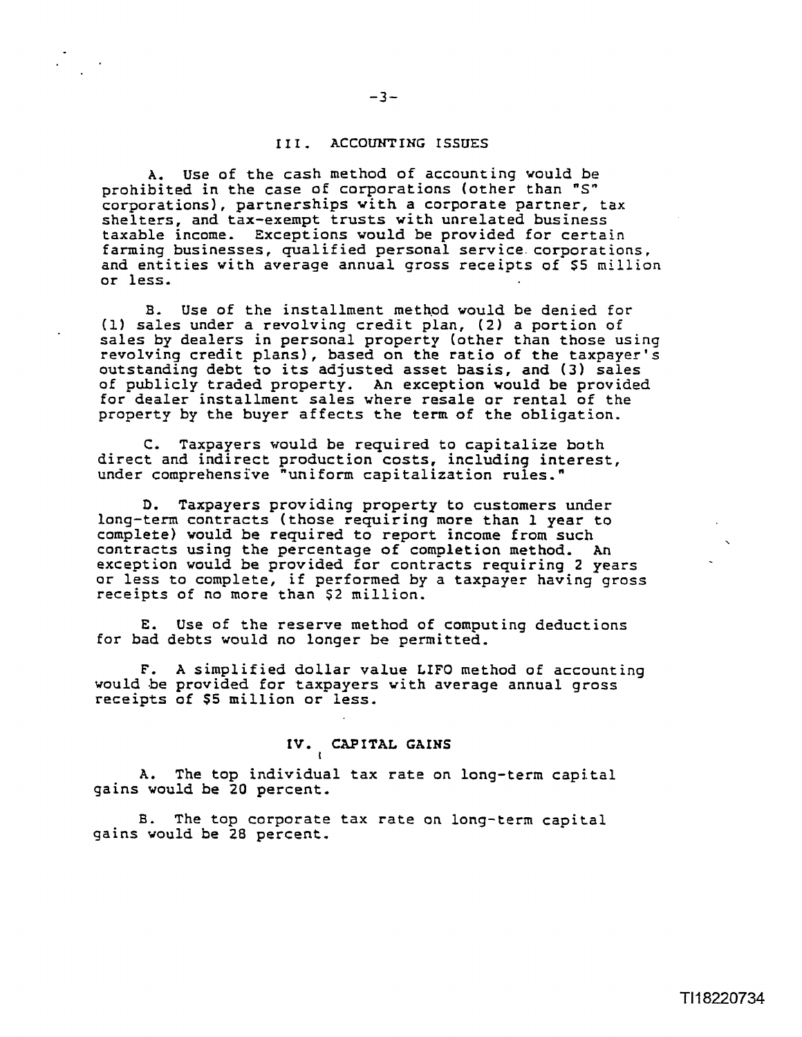## III. ACCOUNTING ISSUES

A. Use of the cash method of accounting would be prohibited in the case of corporations (other than "S" corporations), partnerships with a corporate partner, tax shelters, and tax-exempt trusts with unrelated business taxable income. Exceptions would be provided for certain farming businesses, qualified personal service corporations, and entities with average annual gross receipts of $5 million or less.

B. Use of the installment method would be denied for (1) sales under a revolving credit plan, (2) a portion of sales by dealers in personal property (other than those using revolving credit plans), based on the ratio of the taxpayer's outstanding debt to its adjusted asset basis, and (3) sales of publicly traded property. An exception would be provided for dealer installment sales where resale or rental of the property by the buyer affects the term of the obligation.

C. Taxpayers would be required to capitalize both direct and indirect production costs, including interest, under comprehensive "uniform capitalization rules."

D. Taxpayers providing property to customers under long-term contracts (those requiring more than 1 year to complete) would be required to report income from such contracts using the percentage of completion method. An exception would be provided for contracts requiring 2 years or less to complete, if performed by a taxpayer having gross receipts of no more than $2 million.

E. Use of the reserve method of computing deductions for bad debts would no longer be permitted.

F. A simplified dollar value LIFO method of accounting would be provided for taxpayers with average annual gross receipts of $5 million or less.

## IV. CAPITAL GAINS

A. The top individual tax rate on long-term capital gains would be 20 percent.

B. The top corporate tax rate on long-term capital gains would be 28 percent.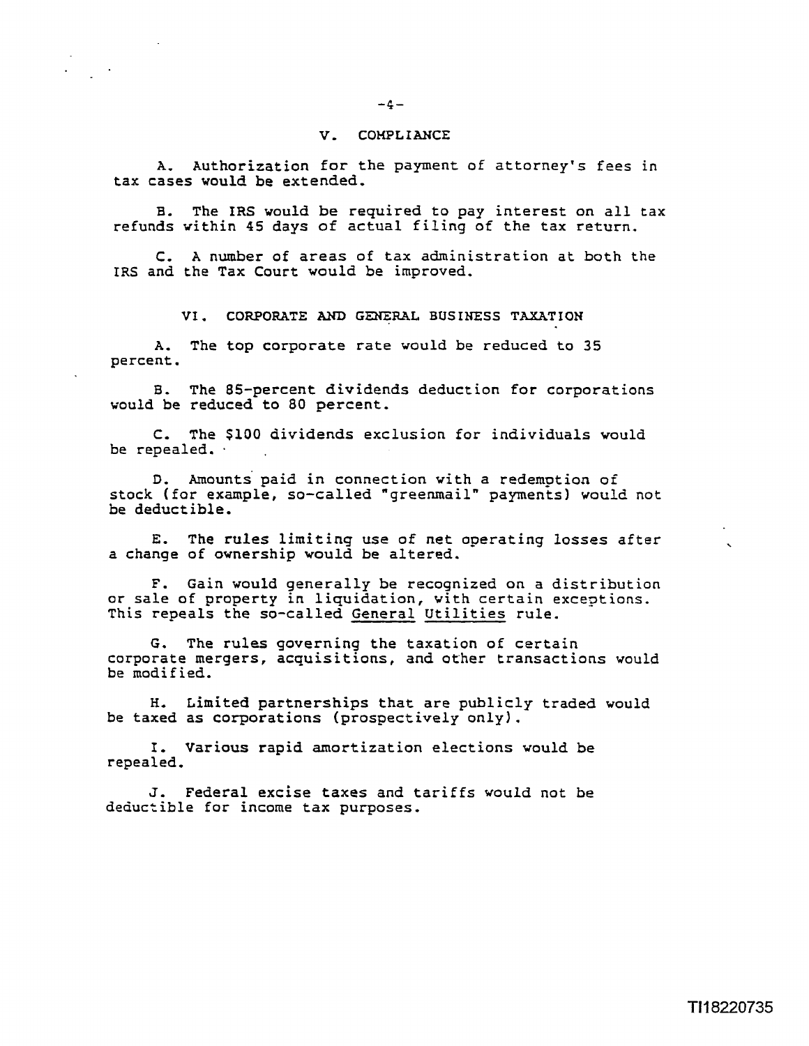## V. COMPLIANCE

A. Authorization for the payment of attorney's fees in tax cases would be extended.

B. The IRS would be required to pay interest on all tax refunds within 45 days of actual filing of the tax return.

C. A number of areas of tax administration at both the IRS and the Tax Court would be improved.

## VI. CORPORATE AND GENERAL BUSINESS TAXATION

A. The top corporate rate would be reduced to 35 percent.

B. The 85-percent dividends deduction for corporations would be reduced to 80 percent.

C. The $100 dividends exclusion for individuals would be repealed.

D. Amounts paid in connection with a redemption of stock (for example, so-called "greenmail" payments) would not be deductible.

E. The rules limiting use of net operating losses after a change of ownership would be altered.

F. Gain would generally be recognized on a distribution or sale of property in liquidation, with certain exceptions. This repeals the so-called General Utilities rule.

G. The rules governing the taxation of certain corporate mergers, acquisitions, and other transactions would be modified.

H. Limited partnerships that are publicly traded would be taxed as corporations (prospectively only).

I. Various rapid amortization elections would be repealed.

J. Federal excise taxes and tariffs would not be deductible for income tax purposes.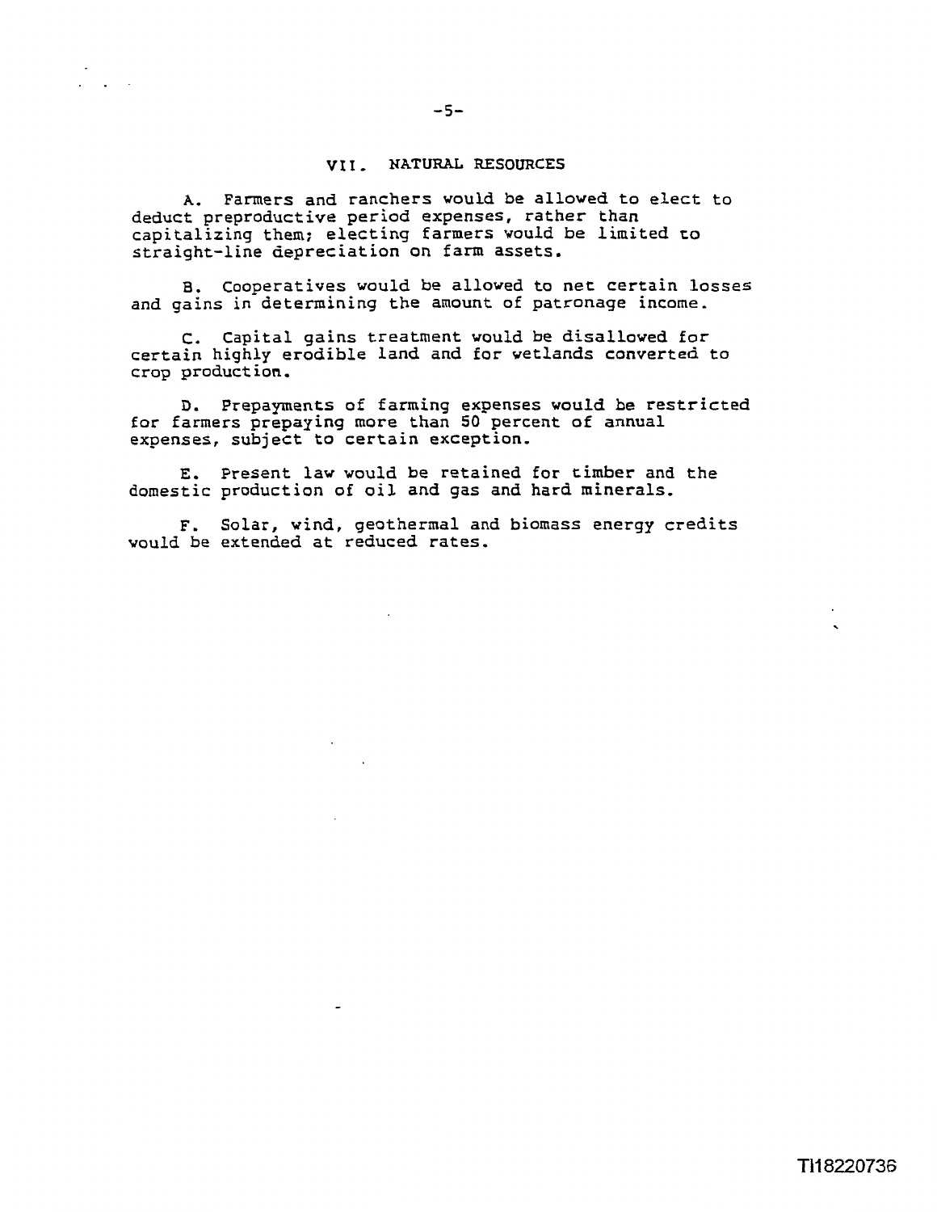## VII. NATURAL RESOURCES

A. Farmers and ranchers would be allowed to elect to deduct preproductive period expenses, rather than capitalizing them; electing farmers would be limited to straight-line depreciation on farm assets.

B. Cooperatives would be allowed to net certain losses and gains in determining the amount of patronage income.

C. Capital gains treatment would be disallowed for certain highly erodible land and for wetlands converted to crop production.

D. Prepayments of farming expenses would be restricted for farmers prepaying more than 50 percent of annual expenses, subject to certain exception.

E. Present law would be retained for timber and the domestic production of oil and gas and hard minerals.

F. Solar, wind, geothermal and biomass energy credits would be extended at reduced rates.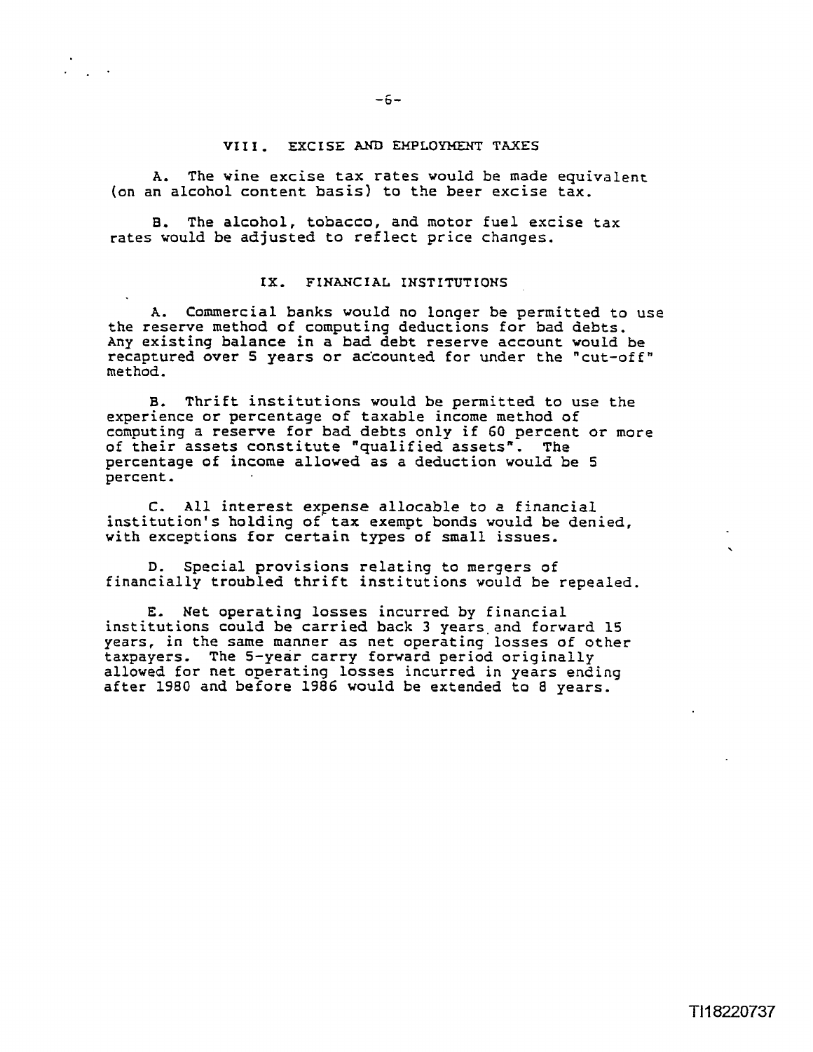## VIII. EXCISE AND EMPLOYMENT TAXES

A. The wine excise tax rates would be made equivalent (on an alcohol content basis) to the beer excise tax.

B. The alcohol, tobacco, and motor fuel excise tax rates would be adjusted to reflect price changes.

## IX. FINANCIAL INSTITUTIONS

A. Commercial banks would no longer be permitted to use the reserve method of computing deductions for bad debts. Any existing balance in a bad debt reserve account would be recaptured over 5 years or accounted for under the "cut-off" method.

B. Thrift institutions would be permitted to use the experience or percentage of taxable income method of computing a reserve for bad debts only if 60 percent or more of their assets constitute "qualified assets". The percentage of income allowed as a deduction would be 5 percent.

C. All interest expense allocable to a financial institution's holding of tax exempt bonds would be denied, with exceptions for certain types of small issues.

D. Special provisions relating to mergers of financially troubled thrift institutions would be repealed.

E. Net operating losses incurred by financial institutions could be carried back 3 years and forward 15 years, in the same manner as net operating losses of other taxpayers. The 5-year carry forward period originally allowed for net operating losses incurred in years ending after 1980 and before 1986 would be extended to 8 years.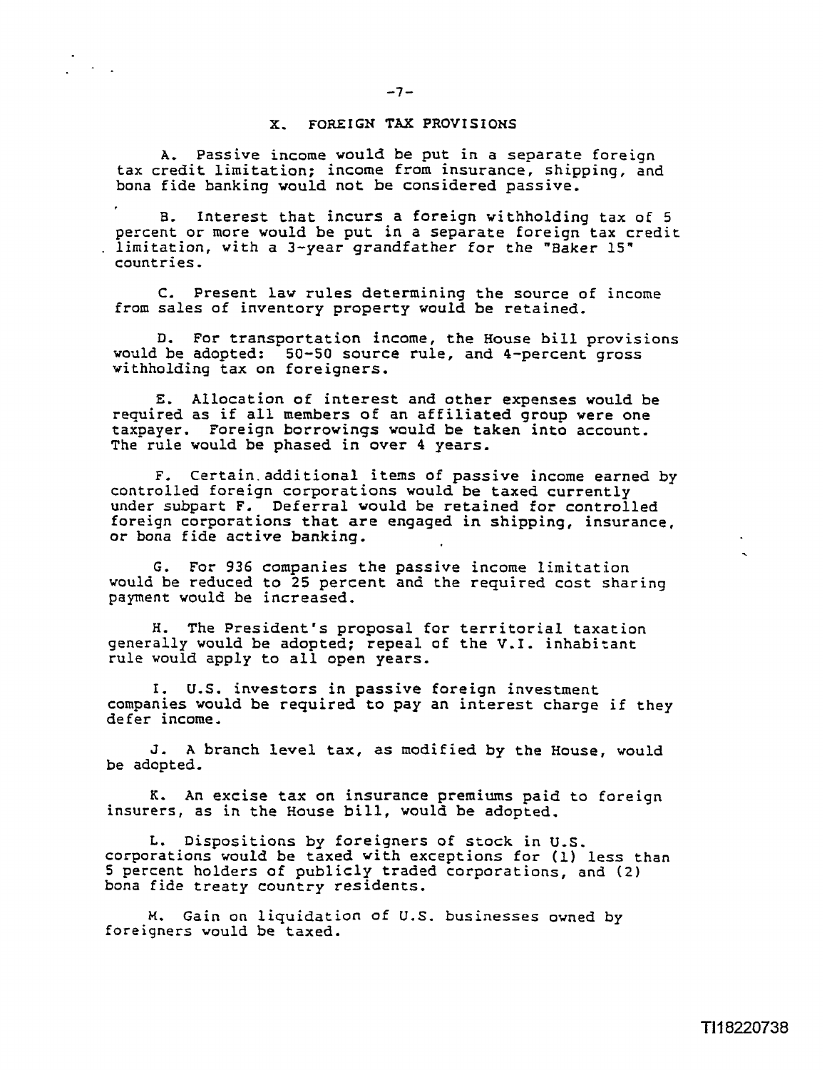## X. FOREIGN TAX PROVISIONS

A. Passive income would be put in a separate foreign tax credit limitation; income from insurance, shipping, and bona fide banking would not be considered passive.

B. Interest that incurs a foreign withholding tax of 5 percent or more would be put in a separate foreign tax credit limitation, with a 3-year grandfather for the "Baker 15" countries.

C. Present law rules determining the source of income from sales of inventory property would be retained.

D. For transportation income, the House bill provisions would be adopted: 50-50 source rule, and 4-percent gross withholding tax on foreigners.

E. Allocation of interest and other expenses would be required as if all members of an affiliated group were one taxpayer. Foreign borrowings would be taken into account. The rule would be phased in over 4 years.

F. Certain additional items of passive income earned by controlled foreign corporations would be taxed currently under subpart F. Deferral would be retained for controlled foreign corporations that are engaged in shipping, insurance, or bona fide active banking.

G. For 936 companies the passive income limitation would be reduced to 25 percent and the required cost sharing payment would be increased.

H. The President's proposal for territorial taxation generally would be adopted; repeal of the V.I. inhabitant rule would apply to all open years.

I. U.S. investors in passive foreign investment companies would be required to pay an interest charge if they defer income.

J. A branch level tax, as modified by the House, would be adopted.

K. An excise tax on insurance premiums paid to foreign insurers, as in the House bill, would be adopted.

L. Dispositions by foreigners of stock in U.S. corporations would be taxed with exceptions for (1) less than 5 percent holders of publicly traded corporations, and (2) bona fide treaty country residents.

M. Gain on liquidation of U.S. businesses owned by foreigners would be taxed.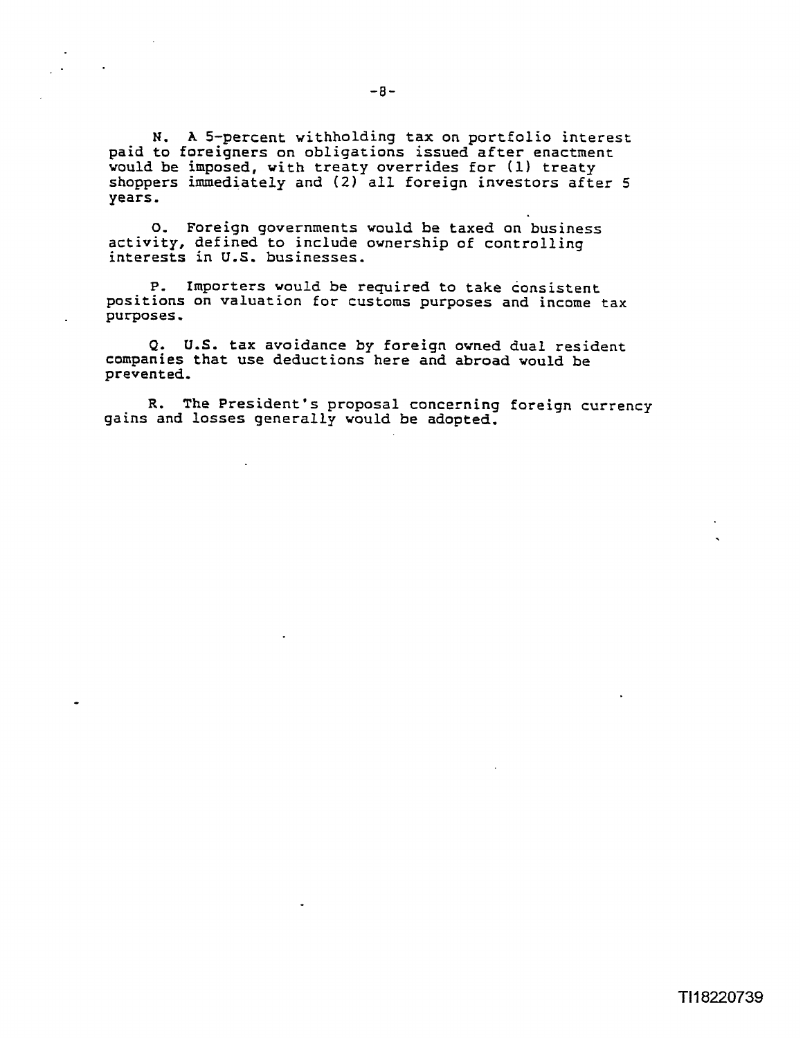N. A 5-percent withholding tax on portfolio interest paid to foreigners on obligations issued after enactment would be imposed, with treaty overrides for (1) treaty shoppers immediately and (2) all foreign investors after 5 years.

O. Foreign governments would be taxed on business activity, defined to include ownership of controlling interests in U.S. businesses.

P. Importers would be required to take consistent positions on valuation for customs purposes and income tax purposes.

Q. U.S. tax avoidance by foreign owned dual resident companies that use deductions here and abroad would be prevented.

R. The President's proposal concerning foreign currency gains and losses generally would be adopted.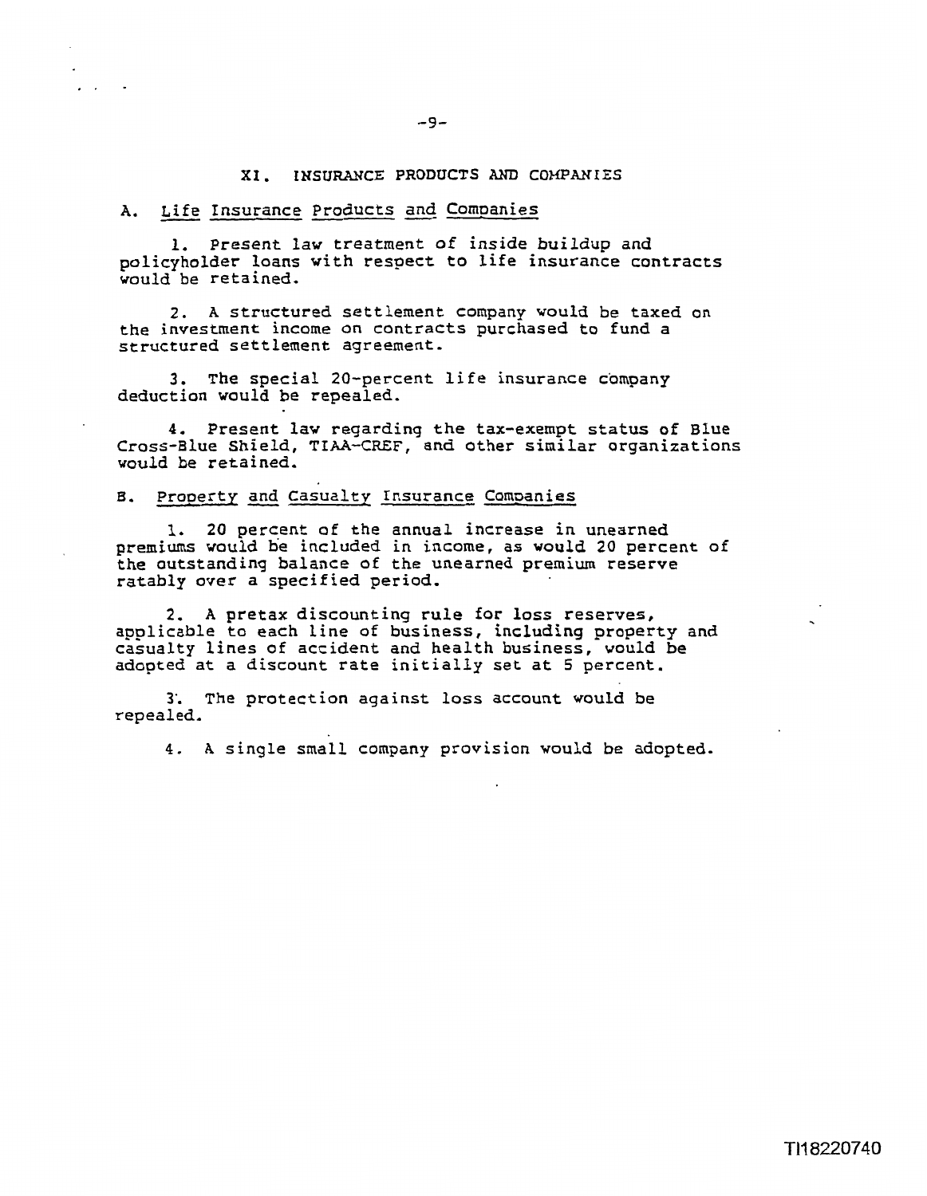## XI. INSURANCE PRODUCTS AND COMPANIES

### A. Life Insurance Products and Companies

1. Present law treatment of inside buildup and policyholder loans with respect to life insurance contracts would be retained.

2. A structured settlement company would be taxed on the investment income on contracts purchased to fund a structured settlement agreement.

3. The special 20-percent life insurance company deduction would be repealed.

4. Present law regarding the tax-exempt status of Blue Cross-Blue Shield, TIAA-CREF, and other similar organizations would be retained.

### B. Property and Casualty Insurance Companies

1. 20 percent of the annual increase in unearned premiums would be included in income, as would 20 percent of the outstanding balance of the unearned premium reserve ratably over a specified period.

2. A pretax discounting rule for loss reserves, applicable to each line of business, including property and casualty lines of accident and health business, would be adopted at a discount rate initially set at 5 percent.

3. The protection against loss account would be repealed.

4. A single small company provision would be adopted.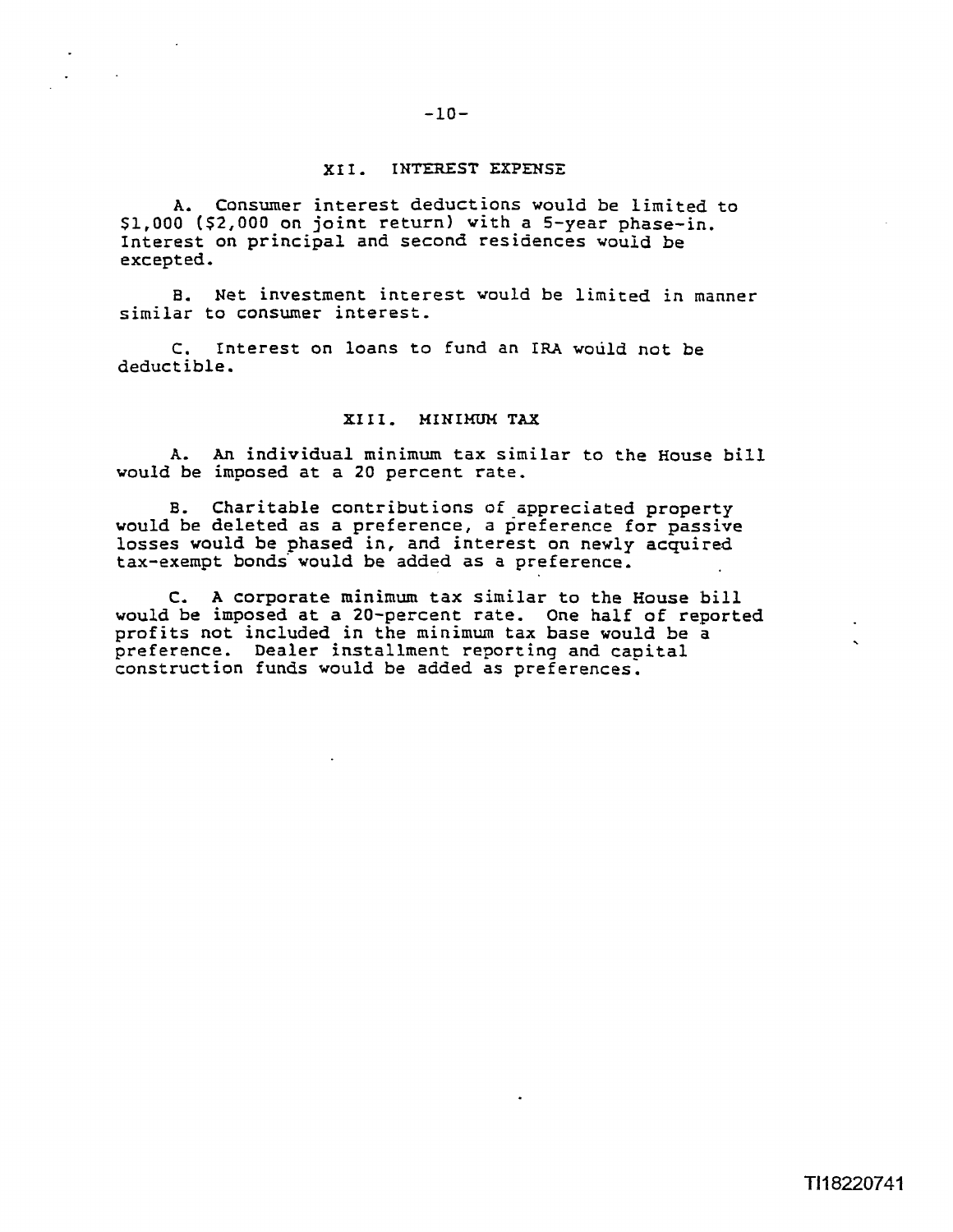## XII. INTEREST EXPENSE

A. Consumer interest deductions would be limited to $1,000 ($2,000 on joint return) with a 5-year phase-in. Interest on principal and second residences would be excepted.

B. Net investment interest would be limited in manner similar to consumer interest.

C. Interest on loans to fund an IRA would not be deductible.

## XIII. MINIMUM TAX

A. An individual minimum tax similar to the House bill would be imposed at a 20 percent rate.

B. Charitable contributions of appreciated property would be deleted as a preference, a preference for passive losses would be phased in, and interest on newly acquired tax-exempt bonds would be added as a preference.

C. A corporate minimum tax similar to the House bill would be imposed at a 20-percent rate. One half of reported profits not included in the minimum tax base would be a preference. Dealer installment reporting and capital construction funds would be added as preferences.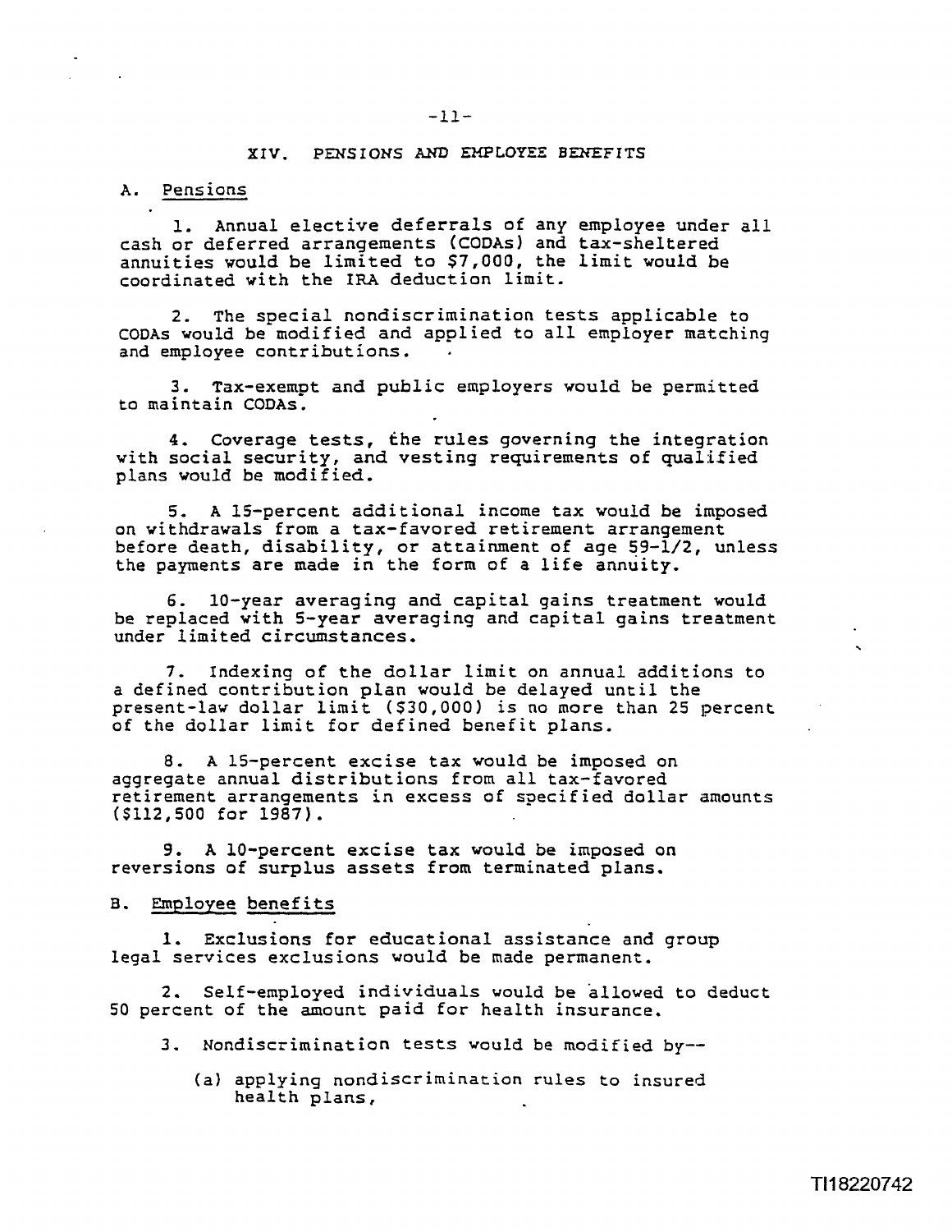## XIV. PENSIONS AND EMPLOYEE BENEFITS

### A. Pensions

1. Annual elective deferrals of any employee under all cash or deferred arrangements (CODAs) and tax-sheltered annuities would be limited to $7,000, the limit would be coordinated with the IRA deduction limit.

2. The special nondiscrimination tests applicable to CODAs would be modified and applied to all employer matching and employee contributions.

3. Tax-exempt and public employers would be permitted to maintain CODAs.

4. Coverage tests, the rules governing the integration with social security, and vesting requirements of qualified plans would be modified.

5. A 15-percent additional income tax would be imposed on withdrawals from a tax-favored retirement arrangement before death, disability, or attainment of age 59-1/2, unless the payments are made in the form of a life annuity.

6. 10-year averaging and capital gains treatment would be replaced with 5-year averaging and capital gains treatment under limited circumstances.

7. Indexing of the dollar limit on annual additions to a defined contribution plan would be delayed until the present-law dollar limit ($30,000) is no more than 25 percent of the dollar limit for defined benefit plans.

8. A 15-percent excise tax would be imposed on aggregate annual distributions from all tax-favored retirement arrangements in excess of specified dollar amounts ($112,500 for 1987).

9. A 10-percent excise tax would be imposed on reversions of surplus assets from terminated plans.

### B. Employee benefits

1. Exclusions for educational assistance and group legal services exclusions would be made permanent.

2. Self-employed individuals would be allowed to deduct 50 percent of the amount paid for health insurance.

3. Nondiscrimination tests would be modified by--

   (a) applying nondiscrimination rules to insured health plans,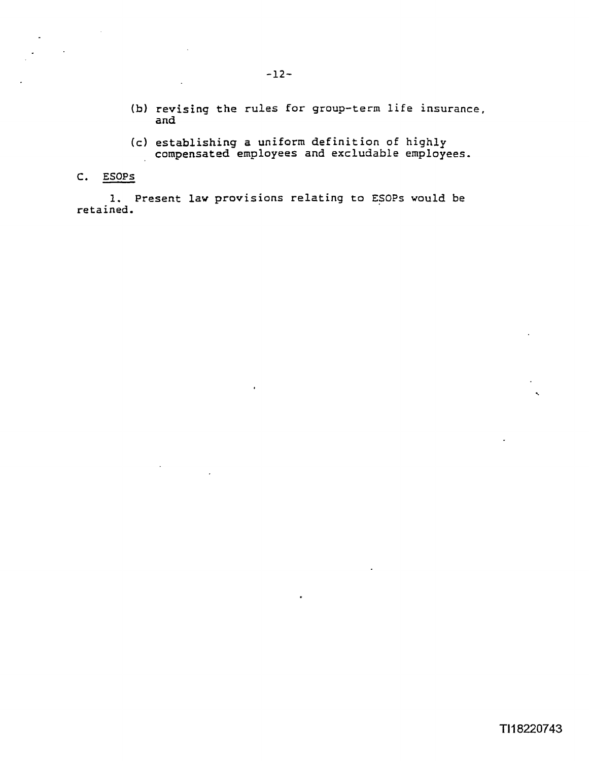(b) revising the rules for group-term life insurance, and

(c) establishing a uniform definition of highly compensated employees and excludable employees.

C. ESOPs

1. Present law provisions relating to ESOPs would be retained.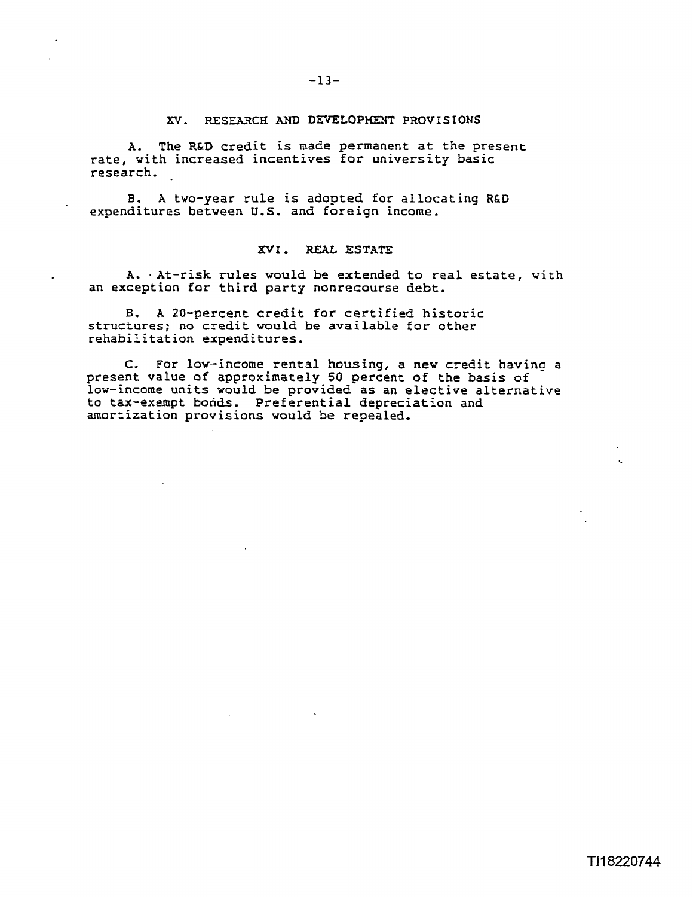## XV. RESEARCH AND DEVELOPMENT PROVISIONS

A. The R&D credit is made permanent at the present rate, with increased incentives for university basic research.

B. A two-year rule is adopted for allocating R&D expenditures between U.S. and foreign income.

## XVI. REAL ESTATE

A. At-risk rules would be extended to real estate, with an exception for third party nonrecourse debt.

B. A 20-percent credit for certified historic structures; no credit would be available for other rehabilitation expenditures.

C. For low-income rental housing, a new credit having a present value of approximately 50 percent of the basis of low-income units would be provided as an elective alternative to tax-exempt bonds. Preferential depreciation and amortization provisions would be repealed.

TI18220744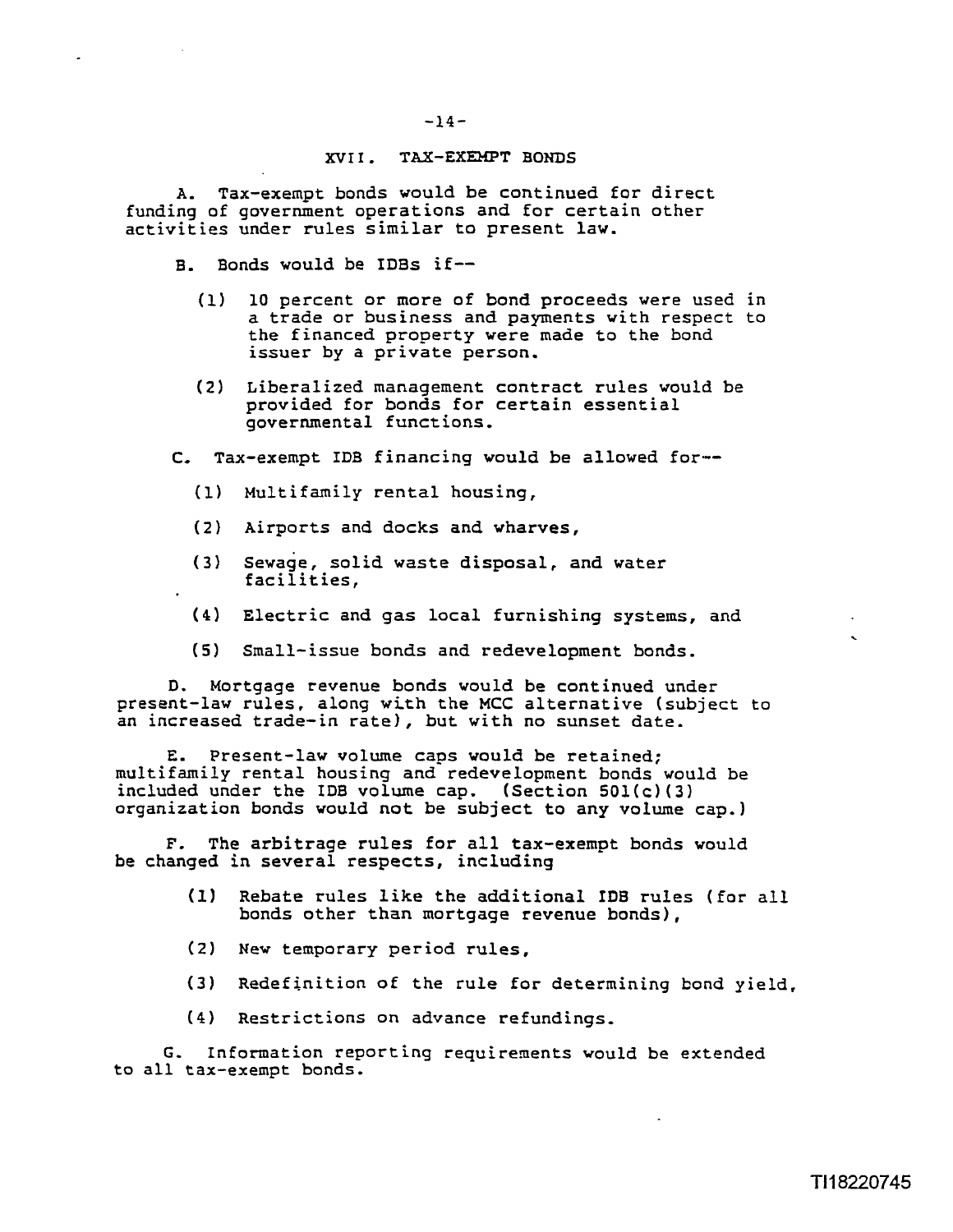## XVII. TAX-EXEMPT BONDS

A. Tax-exempt bonds would be continued for direct funding of government operations and for certain other activities under rules similar to present law.

B. Bonds would be IDBs if--

(1) 10 percent or more of bond proceeds were used in a trade or business and payments with respect to the financed property were made to the bond issuer by a private person.

(2) Liberalized management contract rules would be provided for bonds for certain essential governmental functions.

C. Tax-exempt IDB financing would be allowed for--

(1) Multifamily rental housing,

(2) Airports and docks and wharves,

(3) Sewage, solid waste disposal, and water facilities,

(4) Electric and gas local furnishing systems, and

(5) Small-issue bonds and redevelopment bonds.

D. Mortgage revenue bonds would be continued under present-law rules, along with the MCC alternative (subject to an increased trade-in rate), but with no sunset date.

E. Present-law volume caps would be retained; multifamily rental housing and redevelopment bonds would be included under the IDB volume cap. (Section 501(c)(3) organization bonds would not be subject to any volume cap.)

F. The arbitrage rules for all tax-exempt bonds would be changed in several respects, including

(1) Rebate rules like the additional IDB rules (for all bonds other than mortgage revenue bonds),

(2) New temporary period rules,

(3) Redefinition of the rule for determining bond yield,

(4) Restrictions on advance refundings.

G. Information reporting requirements would be extended to all tax-exempt bonds.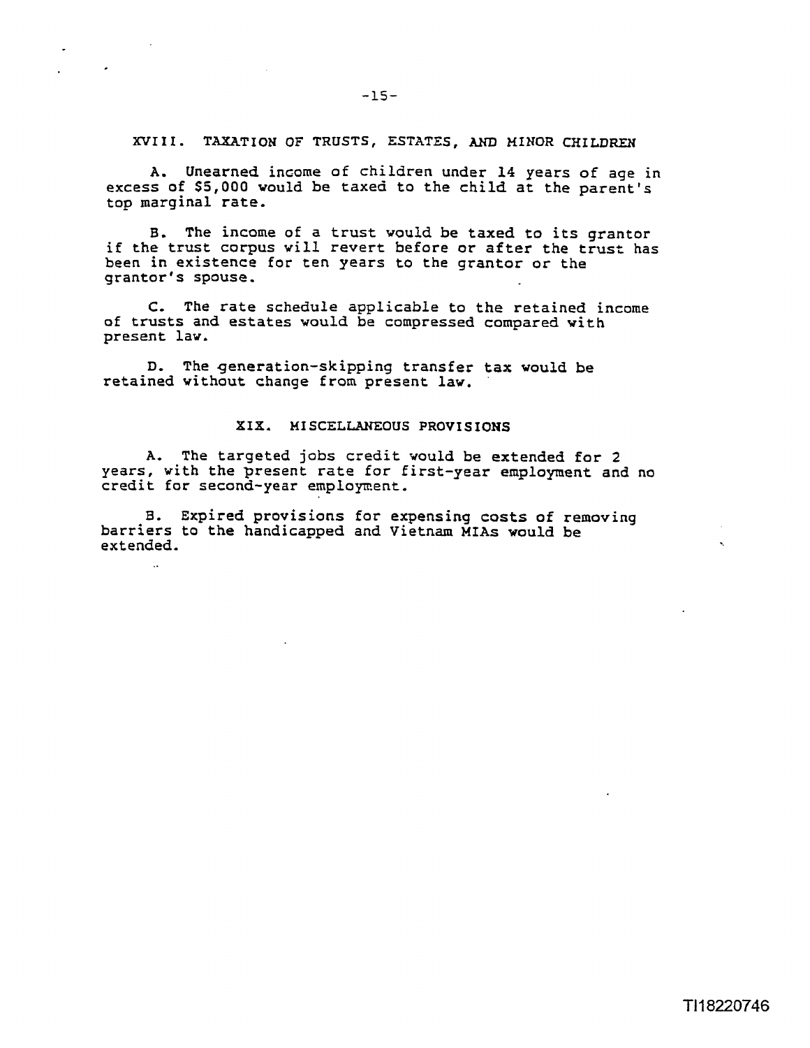## XVIII. TAXATION OF TRUSTS, ESTATES, AND MINOR CHILDREN

A. Unearned income of children under 14 years of age in excess of $5,000 would be taxed to the child at the parent's top marginal rate.

B. The income of a trust would be taxed to its grantor if the trust corpus will revert before or after the trust has been in existence for ten years to the grantor or the grantor's spouse.

C. The rate schedule applicable to the retained income of trusts and estates would be compressed compared with present law.

D. The generation-skipping transfer tax would be retained without change from present law.

## XIX. MISCELLANEOUS PROVISIONS

A. The targeted jobs credit would be extended for 2 years, with the present rate for first-year employment and no credit for second-year employment.

B. Expired provisions for expensing costs of removing barriers to the handicapped and Vietnam MIAs would be extended.

TI18220746